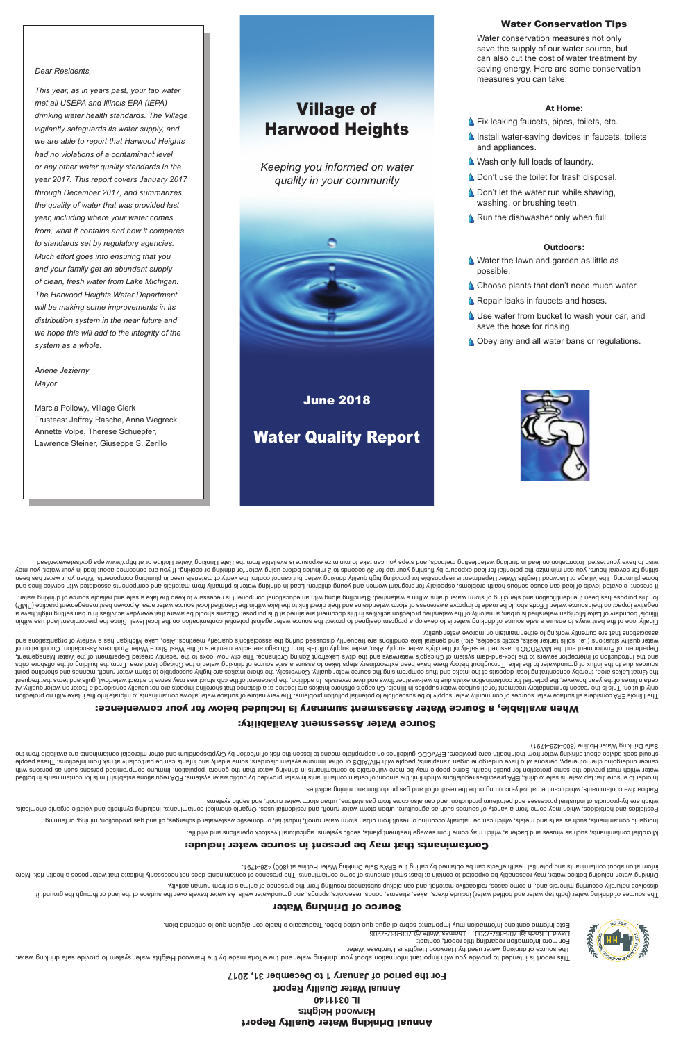*Dear Residents,*

*This year, as in years past, your tap water met all USEPA and Illinois EPA (IEPA) drinking water health standards. The Village vigilantly safeguards its water supply, and we are able to report that Harwood Heights had no violations of a contaminant level or any other water quality standards in the year 2017. This report covers January 2017 through December 2017, and summarizes the quality of water that was provided last year, including where your water comes from, what it contains and how it compares to standards set by regulatory agencies. Much effort goes into ensuring that you and your family get an abundant supply of clean, fresh water from Lake Michigan. The Harwood Heights Water Department will be making some improvements in its distribution system in the near future and we hope this will add to the integrity of the system as a whole.*

*Arlene Jezierny*
*Mayor*

Marcia Pollowy, Village Clerk
Trustees: Jeffrey Rasche, Anna Wegrecki, Annette Volpe, Therese Schuepfer, Lawrence Steiner, Giuseppe S. Zerillo

# Village of Harwood Heights

*Keeping you informed on water quality in your community*

**June 2018**

## Water Quality Report

### Water Conservation Tips

Water conservation measures not only save the supply of our water source, but can also cut the cost of water treatment by saving energy. Here are some conservation measures you can take:

**At Home:**

- Fix leaking faucets, pipes, toilets, etc.
- Install water-saving devices in faucets, toilets and appliances.
- Wash only full loads of laundry.
- Don't use the toilet for trash disposal.
- Don't let the water run while shaving, washing, or brushing teeth.
- Run the dishwasher only when full.

**Outdoors:**

- Water the lawn and garden as little as possible.
- Choose plants that don't need much water.
- Repair leaks in faucets and hoses.
- Use water from bucket to wash your car, and save the hose for rinsing.
- Obey any and all water bans or regulations.

# Annual Drinking Water Quality Report

Harwood Heights
IL 0311140
Annual Water Quality Report
For the period of January 1 to December 31, 2017

This report is intended to provide you with important information about your drinking water and the efforts made by the Harwood Heights water system to provide safe drinking water.
The source of drinking water used by Harwood Heights is Purchase Water.
For more information regarding this report, contact:
David T. Koch @ 708-867-7200 Thomas Wolfe @ 708-867-7206

Este informe contiene información muy importante sobre el agua que usted bebe. Tradúzcalo o hable con alguien que lo entienda bien.

## Source of Drinking Water

The sources of drinking water (both tap water and bottled water) include rivers, lakes, streams, ponds, reservoirs, springs, and groundwater wells. As water travels over the surface of the land or through the ground, it dissolves naturally-occurring minerals and, in some cases, radioactive material, and can pick up substances resulting from the presence of animals or from human activity.

Drinking water including bottled water, may reasonably be expected to contain at least small amounts of some contaminants. The presence of contaminants does not necessarily indicate that water poses a health risk. More information about contaminants and potential health effects can be obtained by calling the EPA's Safe Drinking Water Hotline at (800) 426-4791.

## Contaminants that may be present in source water include:

Microbial contaminants, such as viruses and bacteria, which may come from sewage treatment plants, septic systems, agricultural livestock operations and wildlife.

Inorganic contaminants, such as salts and metals, which can be naturally occurring or result from urban storm water runoff, industrial, or domestic wastewater discharges, oil and gas production, mining, or farming.

Pesticides and herbicides, which may come from a variety of sources such as agriculture, urban storm water runoff, and residential uses. Organic chemical contaminants, including synthetic and volatile organic chemicals, which are by-products of industrial processes and petroleum production, and can also come from gas stations, urban storm water runoff, and septic systems.

Radioactive contaminants, which can be naturally-occurring or be the result of oil and gas production and mining activities.

In order to ensure that tap water is safe to drink, EPA prescribes regulations which limit the amount of certain contaminants in water provided by public water systems. FDA regulations establish limits for contaminants in bottled water which must provide the same protection for public health. Some people may be more vulnerable to contaminants in drinking water than the general population. Immuno-compromised persons such as persons with cancer undergoing chemotherapy, persons who have undergone organ transplants, people with HIV/AIDS or other immune system disorders, some elderly and infants can be particularly at risk from infections. These people should seek advice about drinking water from their health care providers. EPA/CDC guidelines on appropriate means to lessen the risk of infection by Cryptosporidium and other microbial contaminants are available from the Safe Drinking Water Hotline (800-426-4791).

## Source Water Assessment Availability:

## When available, a Source Water Assessment summary is included below for your convenience:

The Illinois EPA considers all surface water sources of community water supply to be susceptible to potential pollution problems. The very nature of surface water allows contaminants to migrate into the intake with no protection only dilution. This is the reason for mandatory treatment for all surface water supplies in Illinois. Chicago's offshore intakes are located at a distance that shoreline impacts are not usually considered a factor on water quality. At certain times of the year, however, the potential for contamination exists due to wet-weather flows and river reversals. In addition, the placement of the crib structures may serve to attract waterfowl, gulls and terns that frequent the Great Lakes area, thereby concentrating fecal deposits at the intake and thus compromising the source water quality. Conversely, the shore intakes are highly susceptible to storm water runoff, marinas and shoreline point sources due to the influx of groundwater to the lake. Throughout history there have been extraordinary steps taken to assure a safe source of drinking water in the Chicago land area. From the building of the offshore cribs and the introduction of interceptor sewers to the lock-and-dam system of Chicago's waterways and the city's Lakefront Zoning Ordinance. The city now looks to the recently created Department of the Water Management, Department of Environment and the MWRDGC to assure the safety of the city's water supply. Also, water supply officials from Chicago are active members of the West Shore Water Producers Association. Coordination of water quality situations (i.e., spills tanker leaks, exotic species, etc.) and general lake conditions are frequently discussed during the association's quarterly meetings. Also, Lake Michigan has a variety of organizations and associations that are currently working to either maintain or improve water quality.

Finally, one of the best ways to ensure a safe source of drinking water is to develop a program designed to protect the source water against potential contamination on the local level. Since the predominant land use within Illinois' boundary of Lake Michigan watershed is urban, a majority of the watershed protection activities in this document are aimed at this purpose. Citizens should be aware that everyday activities in urban setting might have a negative impact on their source water. Efforts should be made to improve awareness of storm water drains and their direct link to the lake within the identified local source water area. A proven best management practice (BMP) for this purpose has been the identification and stenciling of storm water drains within a watershed. Stenciling along with an educational component is necessary to keep the lake a safe and reliable source of drinking water.

If present, elevated levels of lead can cause serious health problems, especially for pregnant women and young children. Lead in drinking water is primarily from materials and components associated with service lines and home plumbing. The Village of Harwood Heights Water Department is responsible for providing high quality drinking water, but cannot control the verity of materials used in plumbing components. When your water has been sitting for several hours, you can minimize the potential for lead exposure by flushing your tap for 30 seconds to 2 minutes before using water for drinking or cooking. If you are concerned about lead in your water, you may wish to have your water tested. Information on lead in drinking water, testing methods, and steps you can take to minimize exposure is available from the Safe Drinking Water Hotline or at http://www.epa.gov/safewaterlead.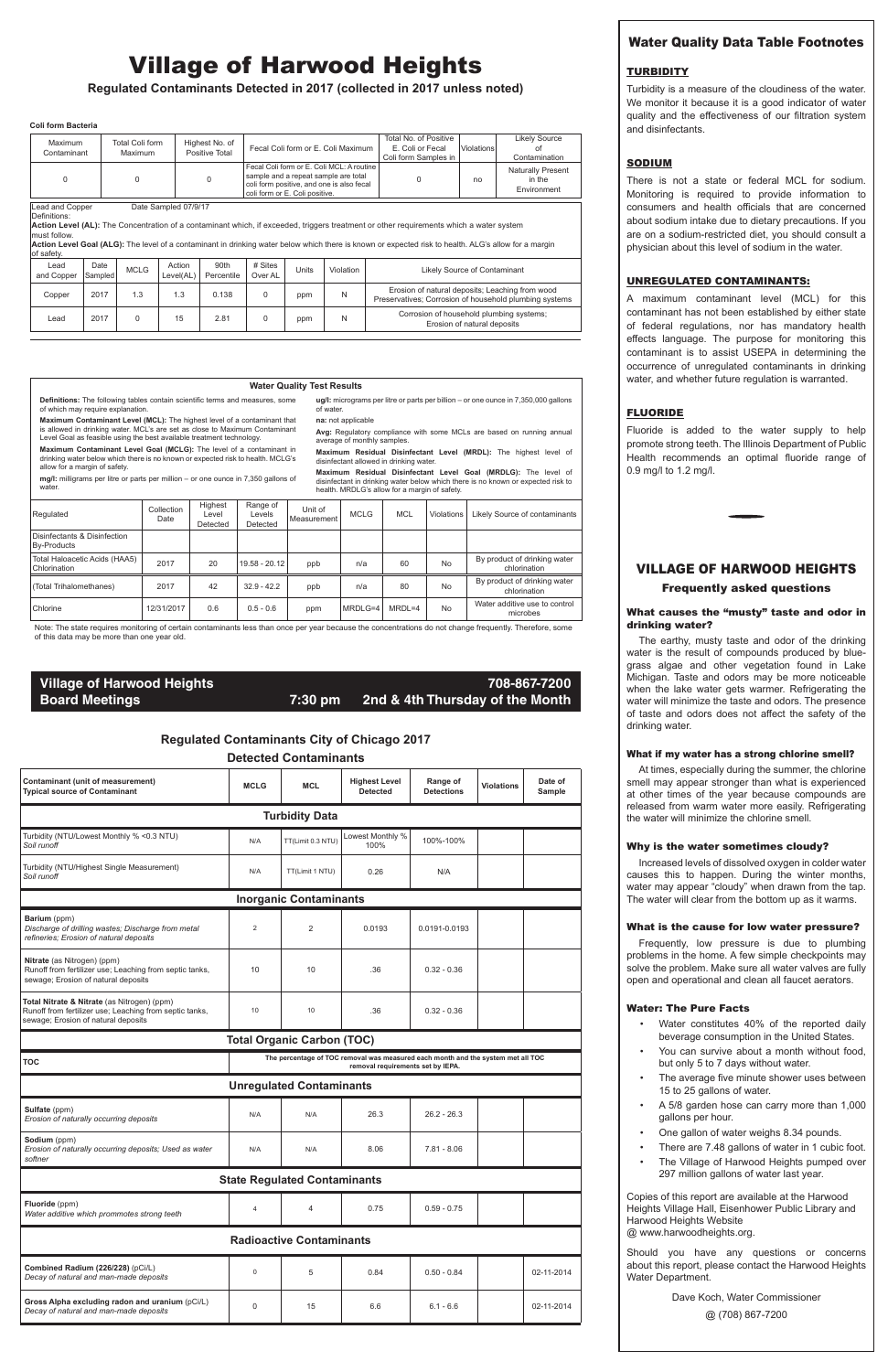# Village of Harwood Heights

**Regulated Contaminants Detected in 2017 (collected in 2017 unless noted)**

**Coli form Bacteria**

| Maximum Contaminant | Total Coli form Maximum | Highest No. of Positive Total | Fecal Coli form or E. Coli Maximum | Total No. of Positive E. Coli or Fecal Coli form Samples in | Violations | Likely Source of Contamination |
|---|---|---|---|---|---|---|
| 0 | 0 | 0 | Fecal Coli form or E. Coli MCL: A routine sample and a repeat sample are total coli form positive, and one is also fecal coli form or E. Coli positive. | 0 | no | Naturally Present in the Environment |

Lead and Copper Date Sampled 07/9/17

Definitions:

**Action Level (AL):** The Concentration of a contaminant which, if exceeded, triggers treatment or other requirements which a water system must follow.

**Action Level Goal (ALG):** The level of a contaminant in drinking water below which there is known or expected risk to health. ALG's allow for a margin of safety.

| Lead and Copper | Date Sampled | MCLG | Action Level(AL) | 90th Percentile | # Sites Over AL | Units | Violation | Likely Source of Contaminant |
|---|---|---|---|---|---|---|---|---|
| Copper | 2017 | 1.3 | 1.3 | 0.138 | 0 | ppm | N | Erosion of natural deposits; Leaching from wood Preservatives; Corrosion of household plumbing systems |
| Lead | 2017 | 0 | 15 | 2.81 | 0 | ppm | N | Corrosion of household plumbing systems; Erosion of natural deposits |

## Water Quality Test Results

**Definitions:** The following tables contain scientific terms and measures, some of which may require explanation.

**Maximum Contaminant Level (MCL):** The highest level of a contaminant that is allowed in drinking water. MCL's are set as close to Maximum Contaminant Level Goal as feasible using the best available treatment technology.

**Maximum Contaminant Level Goal (MCLG):** The level of a contaminant in drinking water below which there is no known or expected risk to health. MCLG's allow for a margin of safety.

**mg/l:** milligrams per litre or parts per million – or one ounce in 7,350 gallons of water.

**ug/l:** micrograms per litre or parts per billion – or one ounce in 7,350,000 gallons of water.

**na:** not applicable

**Avg:** Regulatory compliance with some MCLs are based on running annual average of monthly samples.

**Maximum Residual Disinfectant Level (MRDL):** The highest level of disinfectant allowed in drinking water.

**Maximum Residual Disinfectant Level Goal (MRDLG):** The level of disinfectant in drinking water below which there is no known or expected risk to health. MRDLG's allow for a margin of safety.

| Regulated | Collection Date | Highest Level Detected | Range of Levels Detected | Unit of Measurement | MCLG | MCL | Violations | Likely Source of contaminants |
|---|---|---|---|---|---|---|---|---|
| Disinfectants & Disinfection By-Products | | | | | | | | |
| Total Haloacetic Acids (HAA5) Chlorination | 2017 | 20 | 19.58 - 20.12 | ppb | n/a | 60 | No | By product of drinking water chlorination |
| (Total Trihalomethanes) | 2017 | 42 | 32.9 - 42.2 | ppb | n/a | 80 | No | By product of drinking water chlorination |
| Chlorine | 12/31/2017 | 0.6 | 0.5 - 0.6 | ppm | MRDLG=4 | MRDL=4 | No | Water additive use to control microbes |

Note: The state requires monitoring of certain contaminants less than once per year because the concentrations do not change frequently. Therefore, some of this data may be more than one year old.

**Village of Harwood Heights Board Meetings** 708-867-7200 7:30 pm 2nd & 4th Thursday of the Month

## Regulated Contaminants City of Chicago 2017

### Detected Contaminants

| Contaminant (unit of measurement) Typical source of Contaminant | MCLG | MCL | Highest Level Detected | Range of Detections | Violations | Date of Sample |
|---|---|---|---|---|---|---|
| **Turbidity Data** | | | | | | |
| Turbidity (NTU/Lowest Monthly % <0.3 NTU) *Soil runoff* | N/A | TT(Limit 0.3 NTU) | Lowest Monthly % 100% | 100%-100% | | |
| Turbidity (NTU/Highest Single Measurement) *Soil runoff* | N/A | TT(Limit 1 NTU) | 0.26 | N/A | | |
| **Inorganic Contaminants** | | | | | | |
| **Barium** (ppm) *Discharge of drilling wastes; Discharge from metal refineries; Erosion of natural deposits* | 2 | 2 | 0.0193 | 0.0191-0.0193 | | |
| **Nitrate** (as Nitrogen) (ppm) Runoff from fertilizer use; Leaching from septic tanks, sewage; Erosion of natural deposits | 10 | 10 | .36 | 0.32 - 0.36 | | |
| **Total Nitrate & Nitrate** (as Nitrogen) (ppm) Runoff from fertilizer use; Leaching from septic tanks, sewage; Erosion of natural deposits | 10 | 10 | .36 | 0.32 - 0.36 | | |
| **Total Organic Carbon (TOC)** | | | | | | |
| **TOC** | The percentage of TOC removal was measured each month and the system met all TOC removal requirements set by IEPA. | | | | | |
| **Unregulated Contaminants** | | | | | | |
| **Sulfate** (ppm) *Erosion of naturally occurring deposits* | N/A | N/A | 26.3 | 26.2 - 26.3 | | |
| **Sodium** (ppm) *Erosion of naturally occurring deposits; Used as water softner* | N/A | N/A | 8.06 | 7.81 - 8.06 | | |
| **State Regulated Contaminants** | | | | | | |
| **Fluoride** (ppm) *Water additive which prommotes strong teeth* | 4 | 4 | 0.75 | 0.59 - 0.75 | | |
| **Radioactive Contaminants** | | | | | | |
| **Combined Radium (226/228)** (pCi/L) *Decay of natural and man-made deposits* | 0 | 5 | 0.84 | 0.50 - 0.84 | | 02-11-2014 |
| **Gross Alpha excluding radon and uranium** (pCi/L) *Decay of natural and man-made deposits* | 0 | 15 | 6.6 | 6.1 - 6.6 | | 02-11-2014 |

## Water Quality Data Table Footnotes

### TURBIDITY

Turbidity is a measure of the cloudiness of the water. We monitor it because it is a good indicator of water quality and the effectiveness of our filtration system and disinfectants.

### SODIUM

There is not a state or federal MCL for sodium. Monitoring is required to provide information to consumers and health officials that are concerned about sodium intake due to dietary precautions. If you are on a sodium-restricted diet, you should consult a physician about this level of sodium in the water.

### UNREGULATED CONTAMINANTS:

A maximum contaminant level (MCL) for this contaminant has not been established by either state of federal regulations, nor has mandatory health effects language. The purpose for monitoring this contaminant is to assist USEPA in determining the occurrence of unregulated contaminants in drinking water, and whether future regulation is warranted.

### FLUORIDE

Fluoride is added to the water supply to help promote strong teeth. The Illinois Department of Public Health recommends an optimal fluoride range of 0.9 mg/l to 1.2 mg/l.

## VILLAGE OF HARWOOD HEIGHTS

### Frequently asked questions

#### What causes the "musty" taste and odor in drinking water?

The earthy, musty taste and odor of the drinking water is the result of compounds produced by blue-grass algae and other vegetation found in Lake Michigan. Taste and odors may be more noticeable when the lake water gets warmer. Refrigerating the water will minimize the taste and odors. The presence of taste and odors does not affect the safety of the drinking water.

#### What if my water has a strong chlorine smell?

At times, especially during the summer, the chlorine smell may appear stronger than what is experienced at other times of the year because compounds are released from warm water more easily. Refrigerating the water will minimize the chlorine smell.

#### Why is the water sometimes cloudy?

Increased levels of dissolved oxygen in colder water causes this to happen. During the winter months, water may appear "cloudy" when drawn from the tap. The water will clear from the bottom up as it warms.

#### What is the cause for low water pressure?

Frequently, low pressure is due to plumbing problems in the home. A few simple checkpoints may solve the problem. Make sure all water valves are fully open and operational and clean all faucet aerators.

#### Water: The Pure Facts

- Water constitutes 40% of the reported daily beverage consumption in the United States.
- You can survive about a month without food, but only 5 to 7 days without water.
- The average five minute shower uses between 15 to 25 gallons of water.
- A 5/8 garden hose can carry more than 1,000 gallons per hour.
- One gallon of water weighs 8.34 pounds.
- There are 7.48 gallons of water in 1 cubic foot.
- The Village of Harwood Heights pumped over 297 million gallons of water last year.

Copies of this report are available at the Harwood Heights Village Hall, Eisenhower Public Library and Harwood Heights Website @ www.harwoodheights.org.

Should you have any questions or concerns about this report, please contact the Harwood Heights Water Department.

Dave Koch, Water Commissioner

@ (708) 867-7200